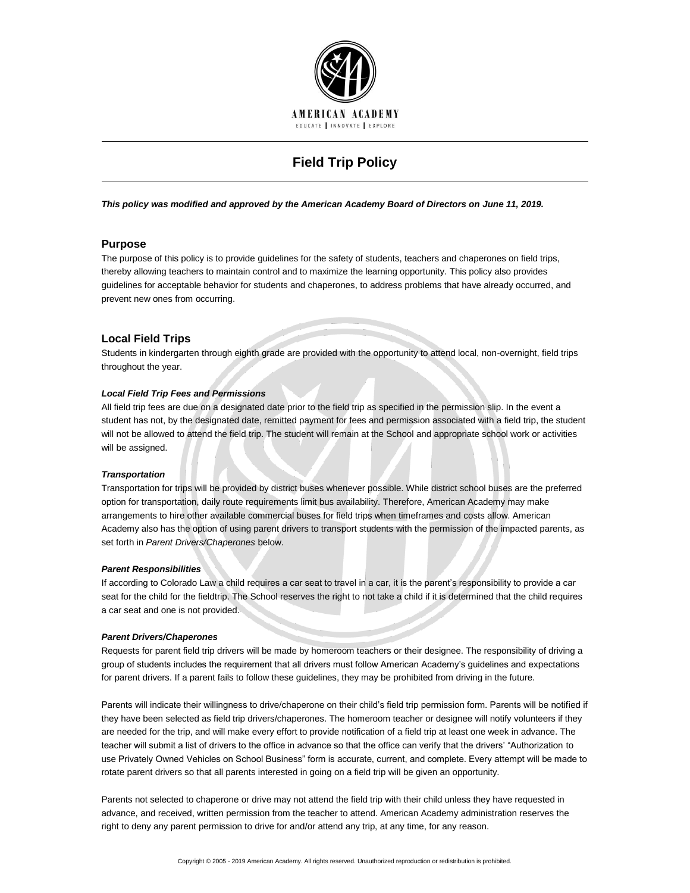AMERICAN ACADEMY

EDUCATE | INNOVATE | EXPLORE

# Field Trip Policy

***This policy was modified and approved by the American Academy Board of Directors on June 11, 2019.***

## Purpose

The purpose of this policy is to provide guidelines for the safety of students, teachers and chaperones on field trips, thereby allowing teachers to maintain control and to maximize the learning opportunity. This policy also provides guidelines for acceptable behavior for students and chaperones, to address problems that have already occurred, and prevent new ones from occurring.

## Local Field Trips

Students in kindergarten through eighth grade are provided with the opportunity to attend local, non-overnight, field trips throughout the year.

***Local Field Trip Fees and Permissions***

All field trip fees are due on a designated date prior to the field trip as specified in the permission slip. In the event a student has not, by the designated date, remitted payment for fees and permission associated with a field trip, the student will not be allowed to attend the field trip. The student will remain at the School and appropriate school work or activities will be assigned.

***Transportation***

Transportation for trips will be provided by district buses whenever possible. While district school buses are the preferred option for transportation, daily route requirements limit bus availability. Therefore, American Academy may make arrangements to hire other available commercial buses for field trips when timeframes and costs allow. American Academy also has the option of using parent drivers to transport students with the permission of the impacted parents, as set forth in *Parent Drivers/Chaperones* below.

***Parent Responsibilities***

If according to Colorado Law a child requires a car seat to travel in a car, it is the parent's responsibility to provide a car seat for the child for the fieldtrip. The School reserves the right to not take a child if it is determined that the child requires a car seat and one is not provided.

***Parent Drivers/Chaperones***

Requests for parent field trip drivers will be made by homeroom teachers or their designee. The responsibility of driving a group of students includes the requirement that all drivers must follow American Academy's guidelines and expectations for parent drivers. If a parent fails to follow these guidelines, they may be prohibited from driving in the future.

Parents will indicate their willingness to drive/chaperone on their child's field trip permission form. Parents will be notified if they have been selected as field trip drivers/chaperones. The homeroom teacher or designee will notify volunteers if they are needed for the trip, and will make every effort to provide notification of a field trip at least one week in advance. The teacher will submit a list of drivers to the office in advance so that the office can verify that the drivers' "Authorization to use Privately Owned Vehicles on School Business" form is accurate, current, and complete. Every attempt will be made to rotate parent drivers so that all parents interested in going on a field trip will be given an opportunity.

Parents not selected to chaperone or drive may not attend the field trip with their child unless they have requested in advance, and received, written permission from the teacher to attend. American Academy administration reserves the right to deny any parent permission to drive for and/or attend any trip, at any time, for any reason.

Copyright © 2005 - 2019 American Academy. All rights reserved. Unauthorized reproduction or redistribution is prohibited.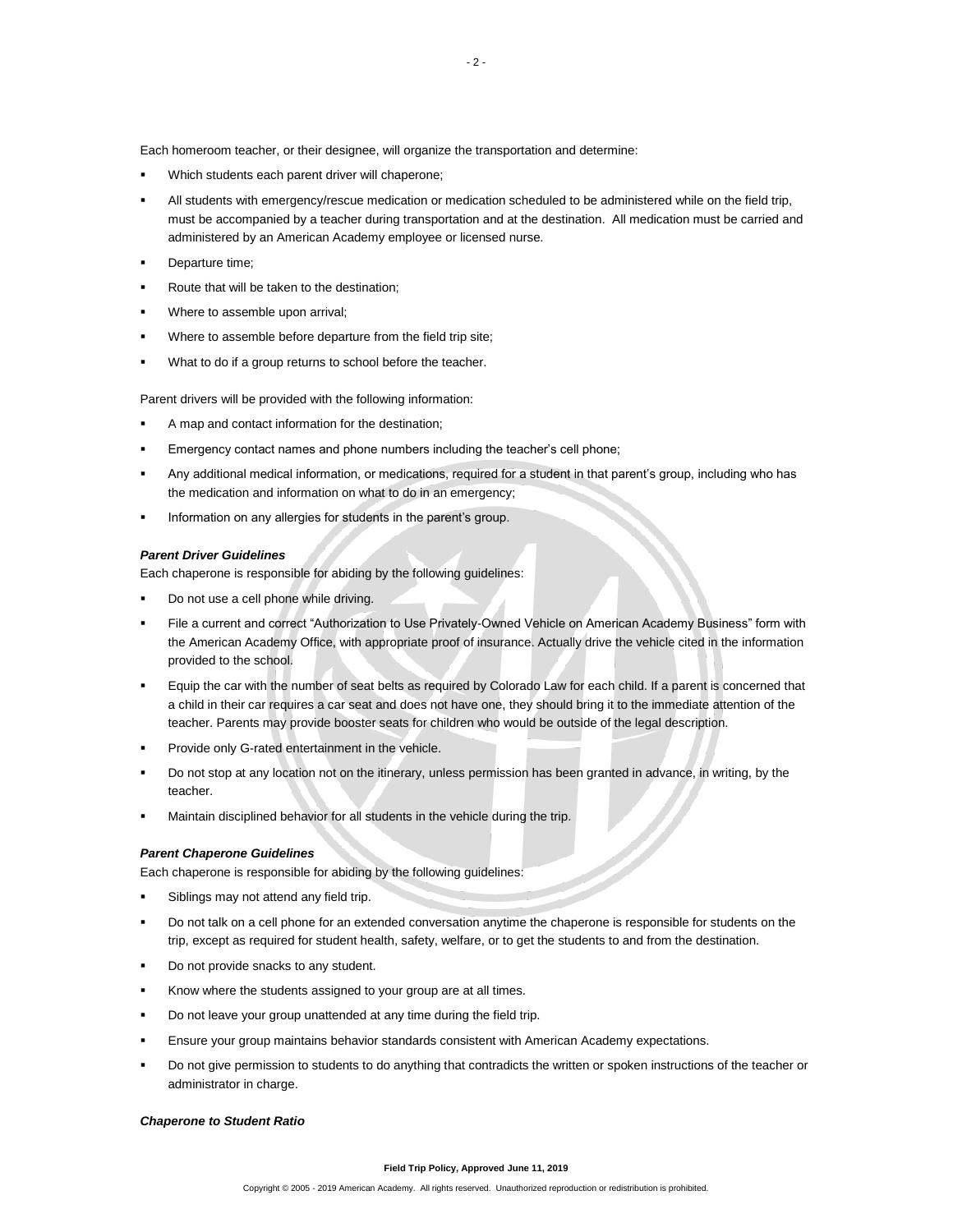Each homeroom teacher, or their designee, will organize the transportation and determine:

- Which students each parent driver will chaperone;
- All students with emergency/rescue medication or medication scheduled to be administered while on the field trip, must be accompanied by a teacher during transportation and at the destination. All medication must be carried and administered by an American Academy employee or licensed nurse.
- Departure time;
- Route that will be taken to the destination;
- Where to assemble upon arrival;
- Where to assemble before departure from the field trip site;
- What to do if a group returns to school before the teacher.

Parent drivers will be provided with the following information:

- A map and contact information for the destination;
- Emergency contact names and phone numbers including the teacher's cell phone;
- Any additional medical information, or medications, required for a student in that parent's group, including who has the medication and information on what to do in an emergency;
- Information on any allergies for students in the parent's group.

***Parent Driver Guidelines***

Each chaperone is responsible for abiding by the following guidelines:

- Do not use a cell phone while driving.
- File a current and correct "Authorization to Use Privately-Owned Vehicle on American Academy Business" form with the American Academy Office, with appropriate proof of insurance. Actually drive the vehicle cited in the information provided to the school.
- Equip the car with the number of seat belts as required by Colorado Law for each child. If a parent is concerned that a child in their car requires a car seat and does not have one, they should bring it to the immediate attention of the teacher. Parents may provide booster seats for children who would be outside of the legal description.
- Provide only G-rated entertainment in the vehicle.
- Do not stop at any location not on the itinerary, unless permission has been granted in advance, in writing, by the teacher.
- Maintain disciplined behavior for all students in the vehicle during the trip.

***Parent Chaperone Guidelines***

Each chaperone is responsible for abiding by the following guidelines:

- Siblings may not attend any field trip.
- Do not talk on a cell phone for an extended conversation anytime the chaperone is responsible for students on the trip, except as required for student health, safety, welfare, or to get the students to and from the destination.
- Do not provide snacks to any student.
- Know where the students assigned to your group are at all times.
- Do not leave your group unattended at any time during the field trip.
- Ensure your group maintains behavior standards consistent with American Academy expectations.
- Do not give permission to students to do anything that contradicts the written or spoken instructions of the teacher or administrator in charge.

***Chaperone to Student Ratio***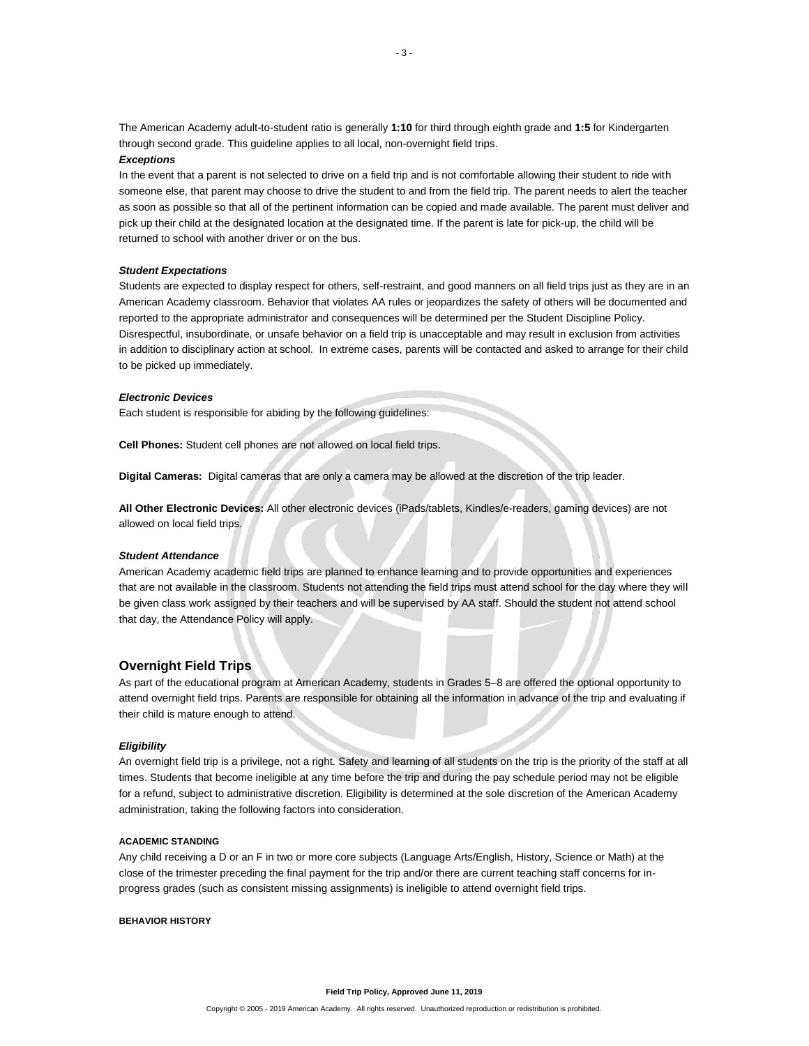The American Academy adult-to-student ratio is generally **1:10** for third through eighth grade and **1:5** for Kindergarten through second grade. This guideline applies to all local, non-overnight field trips.

***Exceptions***

In the event that a parent is not selected to drive on a field trip and is not comfortable allowing their student to ride with someone else, that parent may choose to drive the student to and from the field trip. The parent needs to alert the teacher as soon as possible so that all of the pertinent information can be copied and made available. The parent must deliver and pick up their child at the designated location at the designated time. If the parent is late for pick-up, the child will be returned to school with another driver or on the bus.

***Student Expectations***

Students are expected to display respect for others, self-restraint, and good manners on all field trips just as they are in an American Academy classroom. Behavior that violates AA rules or jeopardizes the safety of others will be documented and reported to the appropriate administrator and consequences will be determined per the Student Discipline Policy. Disrespectful, insubordinate, or unsafe behavior on a field trip is unacceptable and may result in exclusion from activities in addition to disciplinary action at school. In extreme cases, parents will be contacted and asked to arrange for their child to be picked up immediately.

***Electronic Devices***

Each student is responsible for abiding by the following guidelines:

**Cell Phones:** Student cell phones are not allowed on local field trips.

**Digital Cameras:** Digital cameras that are only a camera may be allowed at the discretion of the trip leader.

**All Other Electronic Devices:** All other electronic devices (iPads/tablets, Kindles/e-readers, gaming devices) are not allowed on local field trips.

***Student Attendance***

American Academy academic field trips are planned to enhance learning and to provide opportunities and experiences that are not available in the classroom. Students not attending the field trips must attend school for the day where they will be given class work assigned by their teachers and will be supervised by AA staff. Should the student not attend school that day, the Attendance Policy will apply.

## Overnight Field Trips

As part of the educational program at American Academy, students in Grades 5–8 are offered the optional opportunity to attend overnight field trips. Parents are responsible for obtaining all the information in advance of the trip and evaluating if their child is mature enough to attend.

***Eligibility***

An overnight field trip is a privilege, not a right. Safety and learning of all students on the trip is the priority of the staff at all times. Students that become ineligible at any time before the trip and during the pay schedule period may not be eligible for a refund, subject to administrative discretion. Eligibility is determined at the sole discretion of the American Academy administration, taking the following factors into consideration.

**ACADEMIC STANDING**

Any child receiving a D or an F in two or more core subjects (Language Arts/English, History, Science or Math) at the close of the trimester preceding the final payment for the trip and/or there are current teaching staff concerns for in-progress grades (such as consistent missing assignments) is ineligible to attend overnight field trips.

**BEHAVIOR HISTORY**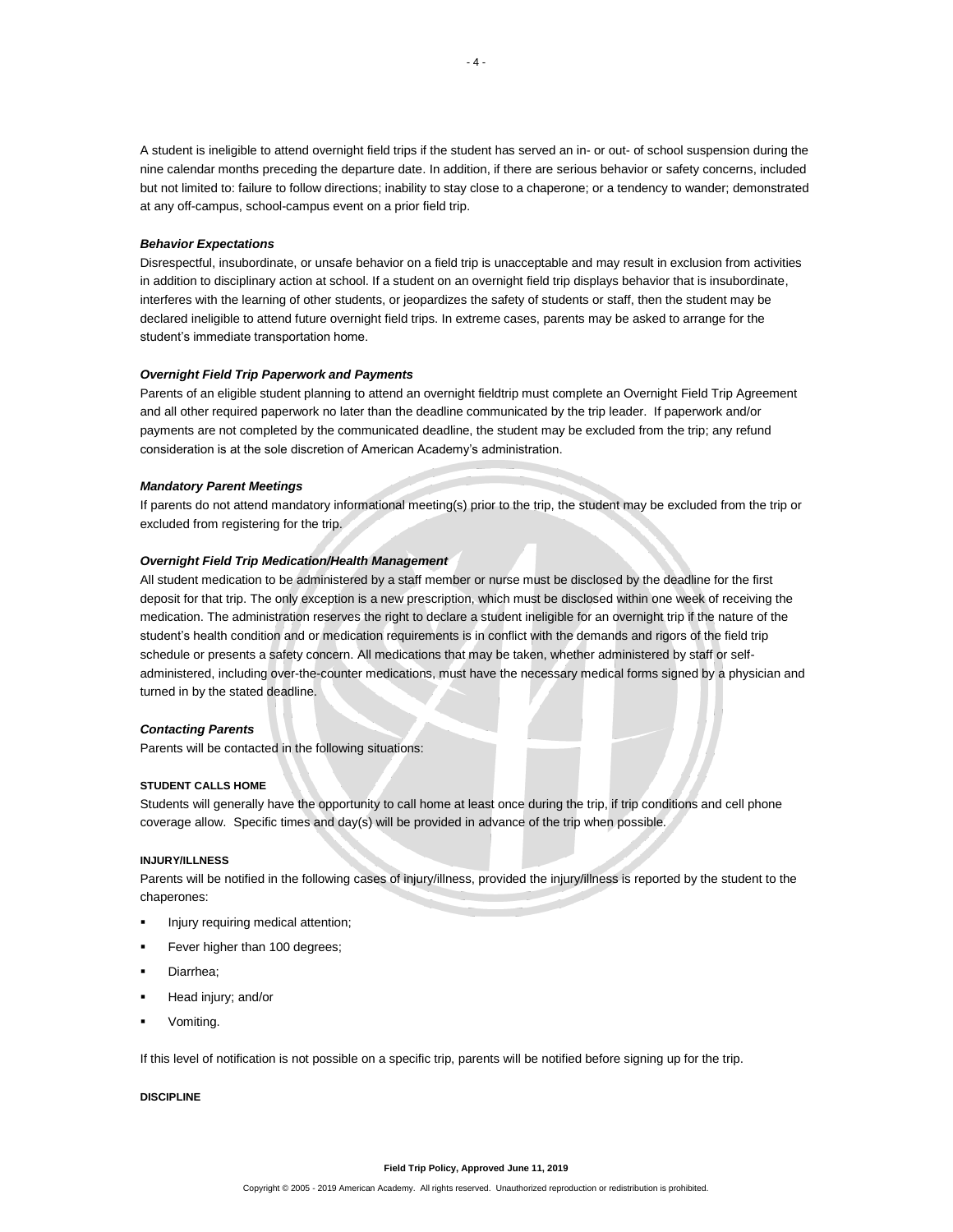A student is ineligible to attend overnight field trips if the student has served an in- or out- of school suspension during the nine calendar months preceding the departure date. In addition, if there are serious behavior or safety concerns, included but not limited to: failure to follow directions; inability to stay close to a chaperone; or a tendency to wander; demonstrated at any off-campus, school-campus event on a prior field trip.

***Behavior Expectations***

Disrespectful, insubordinate, or unsafe behavior on a field trip is unacceptable and may result in exclusion from activities in addition to disciplinary action at school. If a student on an overnight field trip displays behavior that is insubordinate, interferes with the learning of other students, or jeopardizes the safety of students or staff, then the student may be declared ineligible to attend future overnight field trips. In extreme cases, parents may be asked to arrange for the student's immediate transportation home.

***Overnight Field Trip Paperwork and Payments***

Parents of an eligible student planning to attend an overnight fieldtrip must complete an Overnight Field Trip Agreement and all other required paperwork no later than the deadline communicated by the trip leader. If paperwork and/or payments are not completed by the communicated deadline, the student may be excluded from the trip; any refund consideration is at the sole discretion of American Academy's administration.

***Mandatory Parent Meetings***

If parents do not attend mandatory informational meeting(s) prior to the trip, the student may be excluded from the trip or excluded from registering for the trip.

***Overnight Field Trip Medication/Health Management***

All student medication to be administered by a staff member or nurse must be disclosed by the deadline for the first deposit for that trip. The only exception is a new prescription, which must be disclosed within one week of receiving the medication. The administration reserves the right to declare a student ineligible for an overnight trip if the nature of the student's health condition and or medication requirements is in conflict with the demands and rigors of the field trip schedule or presents a safety concern. All medications that may be taken, whether administered by staff or self-administered, including over-the-counter medications, must have the necessary medical forms signed by a physician and turned in by the stated deadline.

***Contacting Parents***

Parents will be contacted in the following situations:

**STUDENT CALLS HOME**

Students will generally have the opportunity to call home at least once during the trip, if trip conditions and cell phone coverage allow. Specific times and day(s) will be provided in advance of the trip when possible.

**INJURY/ILLNESS**

Parents will be notified in the following cases of injury/illness, provided the injury/illness is reported by the student to the chaperones:

- Injury requiring medical attention;
- Fever higher than 100 degrees;
- Diarrhea;
- Head injury; and/or
- Vomiting.

If this level of notification is not possible on a specific trip, parents will be notified before signing up for the trip.

**DISCIPLINE**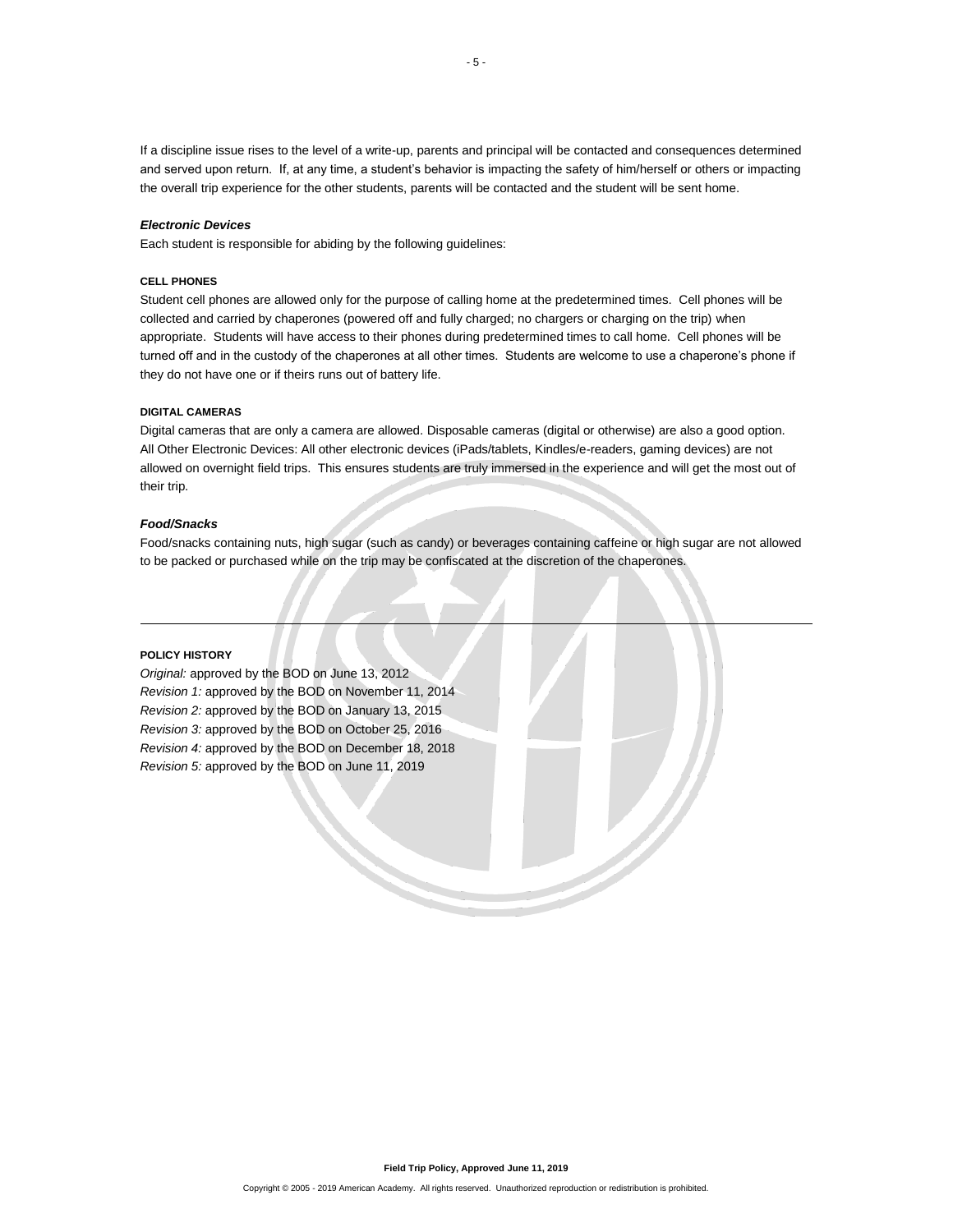If a discipline issue rises to the level of a write-up, parents and principal will be contacted and consequences determined and served upon return. If, at any time, a student's behavior is impacting the safety of him/herself or others or impacting the overall trip experience for the other students, parents will be contacted and the student will be sent home.

### *Electronic Devices*

Each student is responsible for abiding by the following guidelines:

#### CELL PHONES

Student cell phones are allowed only for the purpose of calling home at the predetermined times. Cell phones will be collected and carried by chaperones (powered off and fully charged; no chargers or charging on the trip) when appropriate. Students will have access to their phones during predetermined times to call home. Cell phones will be turned off and in the custody of the chaperones at all other times. Students are welcome to use a chaperone's phone if they do not have one or if theirs runs out of battery life.

#### DIGITAL CAMERAS

Digital cameras that are only a camera are allowed. Disposable cameras (digital or otherwise) are also a good option. All Other Electronic Devices: All other electronic devices (iPads/tablets, Kindles/e-readers, gaming devices) are not allowed on overnight field trips. This ensures students are truly immersed in the experience and will get the most out of their trip.

### *Food/Snacks*

Food/snacks containing nuts, high sugar (such as candy) or beverages containing caffeine or high sugar are not allowed to be packed or purchased while on the trip may be confiscated at the discretion of the chaperones.

---

#### POLICY HISTORY

*Original:* approved by the BOD on June 13, 2012
*Revision 1:* approved by the BOD on November 11, 2014
*Revision 2:* approved by the BOD on January 13, 2015
*Revision 3:* approved by the BOD on October 25, 2016
*Revision 4:* approved by the BOD on December 18, 2018
*Revision 5:* approved by the BOD on June 11, 2019